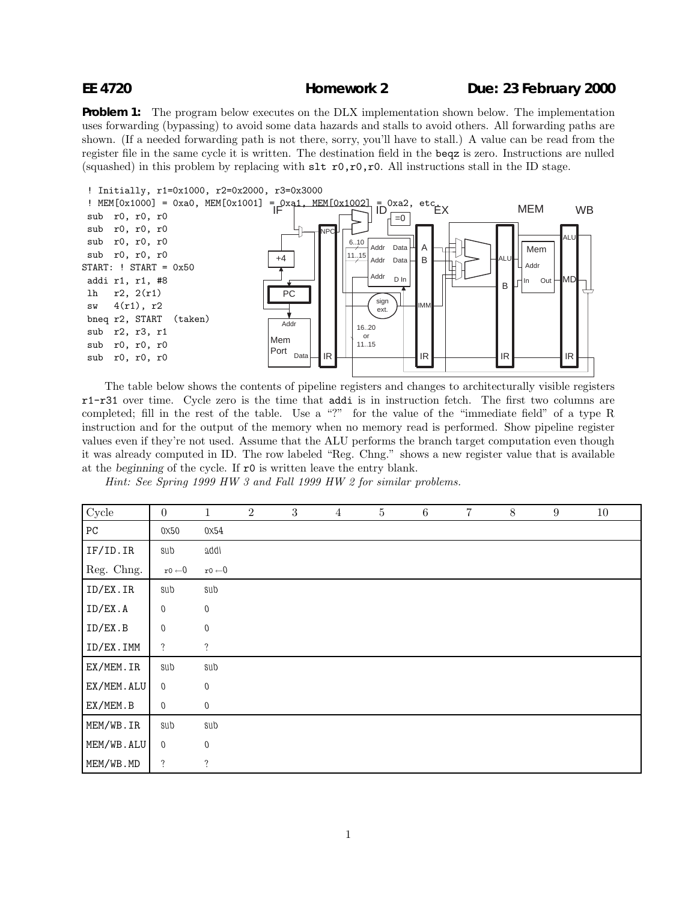**EE 4720** **Homework 2** **Due: 23 February 2000**

**Problem 1:** The program below executes on the DLX implementation shown below. The implementation uses forwarding (bypassing) to avoid some data hazards and stalls to avoid others. All forwarding paths are shown. (If a needed forwarding path is not there, sorry, you'll have to stall.) A value can be read from the register file in the same cycle it is written. The destination field in the `beqz` is zero. Instructions are nulled (squashed) in this problem by replacing with `slt r0,r0,r0`. All instructions stall in the ID stage.

```
! Initially, r1=0x1000, r2=0x2000, r3=0x3000
! MEM[0x1000] = 0xa0, MEM[0x1001] = 0xa1, MEM[0x1002] = 0xa2, etc.
sub  r0, r0, r0
sub  r0, r0, r0
sub  r0, r0, r0
sub  r0, r0, r0
START: ! START = 0x50
addi r1, r1, #8
lh   r2, 2(r1)
sw   4(r1), r2
bneq r2, START  (taken)
sub  r2, r3, r1
sub  r0, r0, r0
sub  r0, r0, r0
```

The table below shows the contents of pipeline registers and changes to architecturally visible registers `r1`-`r31` over time. Cycle zero is the time that `addi` is in instruction fetch. The first two columns are completed; fill in the rest of the table. Use a "?" for the value of the "immediate field" of a type R instruction and for the output of the memory when no memory read is performed. Show pipeline register values even if they're not used. Assume that the ALU performs the branch target computation even though it was already computed in ID. The row labeled "Reg. Chng." shows a new register value that is available at the *beginning* of the cycle. If `r0` is written leave the entry blank.

*Hint: See Spring 1999 HW 3 and Fall 1999 HW 2 for similar problems.*

| Cycle | 0 | 1 | 2 | 3 | 4 | 5 | 6 | 7 | 8 | 9 | 10 |
|---|---|---|---|---|---|---|---|---|---|---|---|
| PC | 0x50 | 0x54 | | | | | | | | | |
| IF/ID.IR | sub | addi | | | | | | | | | |
| Reg. Chng. | r0 ←0 | r0 ←0 | | | | | | | | | |
| ID/EX.IR | sub | sub | | | | | | | | | |
| ID/EX.A | 0 | 0 | | | | | | | | | |
| ID/EX.B | 0 | 0 | | | | | | | | | |
| ID/EX.IMM | ? | ? | | | | | | | | | |
| EX/MEM.IR | sub | sub | | | | | | | | | |
| EX/MEM.ALU | 0 | 0 | | | | | | | | | |
| EX/MEM.B | 0 | 0 | | | | | | | | | |
| MEM/WB.IR | sub | sub | | | | | | | | | |
| MEM/WB.ALU | 0 | 0 | | | | | | | | | |
| MEM/WB.MD | ? | ? | | | | | | | | | |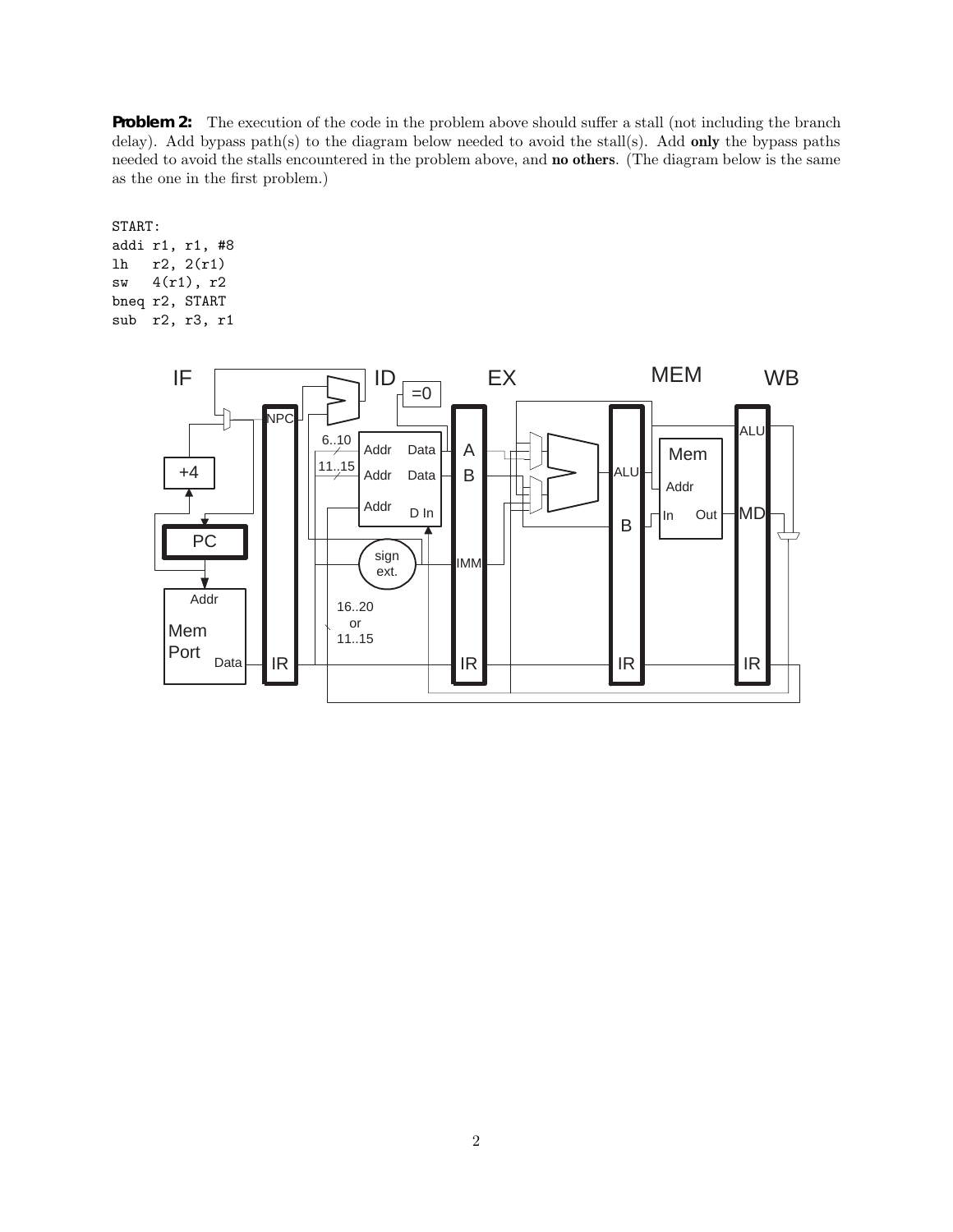**Problem 2:** The execution of the code in the problem above should suffer a stall (not including the branch delay). Add bypass path(s) to the diagram below needed to avoid the stall(s). Add **only** the bypass paths needed to avoid the stalls encountered in the problem above, and **no others**. (The diagram below is the same as the one in the first problem.)

```
START:
addi r1, r1, #8
lh   r2, 2(r1)
sw   4(r1), r2
bneq r2, START
sub  r2, r3, r1
```

IF

ID

EX

MEM

WB

=0

NPC

6..10

11..15

Addr

Addr

Addr

Data

Data

D In

A

B

IMM

ALU

B

Mem

Addr

In

Out

ALU

MD

+4

PC

sign ext.

16..20 or 11..15

Addr

Mem Port

Data

IR

IR

IR

IR